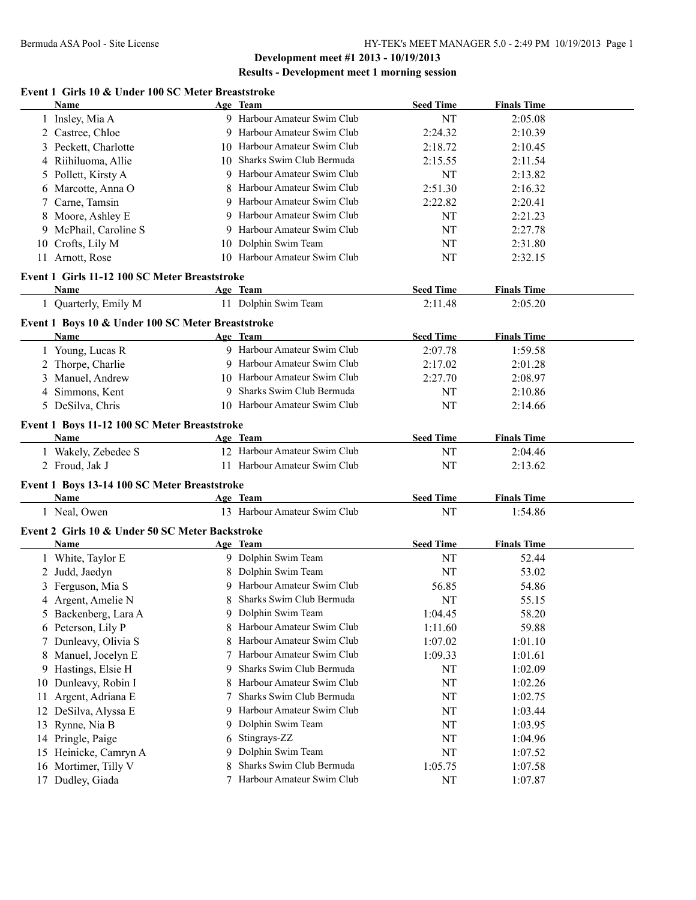## Development meet #1 2013 - 10/19/2013

### Results - Development meet 1 morning session

**Event 1 Girls 10 & Under 100 SC Meter Breaststroke**

| | Name | Age | Team | Seed Time | Finals Time |
|---|---|---|---|---|---|
| 1 | Insley, Mia A | 9 | Harbour Amateur Swim Club | NT | 2:05.08 |
| 2 | Castree, Chloe | 9 | Harbour Amateur Swim Club | 2:24.32 | 2:10.39 |
| 3 | Peckett, Charlotte | 10 | Harbour Amateur Swim Club | 2:18.72 | 2:10.45 |
| 4 | Riihiluoma, Allie | 10 | Sharks Swim Club Bermuda | 2:15.55 | 2:11.54 |
| 5 | Pollett, Kirsty A | 9 | Harbour Amateur Swim Club | NT | 2:13.82 |
| 6 | Marcotte, Anna O | 8 | Harbour Amateur Swim Club | 2:51.30 | 2:16.32 |
| 7 | Carne, Tamsin | 9 | Harbour Amateur Swim Club | 2:22.82 | 2:20.41 |
| 8 | Moore, Ashley E | 9 | Harbour Amateur Swim Club | NT | 2:21.23 |
| 9 | McPhail, Caroline S | 9 | Harbour Amateur Swim Club | NT | 2:27.78 |
| 10 | Crofts, Lily M | 10 | Dolphin Swim Team | NT | 2:31.80 |
| 11 | Arnott, Rose | 10 | Harbour Amateur Swim Club | NT | 2:32.15 |

**Event 1 Girls 11-12 100 SC Meter Breaststroke**

| | Name | Age | Team | Seed Time | Finals Time |
|---|---|---|---|---|---|
| 1 | Quarterly, Emily M | 11 | Dolphin Swim Team | 2:11.48 | 2:05.20 |

**Event 1 Boys 10 & Under 100 SC Meter Breaststroke**

| | Name | Age | Team | Seed Time | Finals Time |
|---|---|---|---|---|---|
| 1 | Young, Lucas R | 9 | Harbour Amateur Swim Club | 2:07.78 | 1:59.58 |
| 2 | Thorpe, Charlie | 9 | Harbour Amateur Swim Club | 2:17.02 | 2:01.28 |
| 3 | Manuel, Andrew | 10 | Harbour Amateur Swim Club | 2:27.70 | 2:08.97 |
| 4 | Simmons, Kent | 9 | Sharks Swim Club Bermuda | NT | 2:10.86 |
| 5 | DeSilva, Chris | 10 | Harbour Amateur Swim Club | NT | 2:14.66 |

**Event 1 Boys 11-12 100 SC Meter Breaststroke**

| | Name | Age | Team | Seed Time | Finals Time |
|---|---|---|---|---|---|
| 1 | Wakely, Zebedee S | 12 | Harbour Amateur Swim Club | NT | 2:04.46 |
| 2 | Froud, Jak J | 11 | Harbour Amateur Swim Club | NT | 2:13.62 |

**Event 1 Boys 13-14 100 SC Meter Breaststroke**

| | Name | Age | Team | Seed Time | Finals Time |
|---|---|---|---|---|---|
| 1 | Neal, Owen | 13 | Harbour Amateur Swim Club | NT | 1:54.86 |

**Event 2 Girls 10 & Under 50 SC Meter Backstroke**

| | Name | Age | Team | Seed Time | Finals Time |
|---|---|---|---|---|---|
| 1 | White, Taylor E | 9 | Dolphin Swim Team | NT | 52.44 |
| 2 | Judd, Jaedyn | 8 | Dolphin Swim Team | NT | 53.02 |
| 3 | Ferguson, Mia S | 9 | Harbour Amateur Swim Club | 56.85 | 54.86 |
| 4 | Argent, Amelie N | 8 | Sharks Swim Club Bermuda | NT | 55.15 |
| 5 | Backenberg, Lara A | 9 | Dolphin Swim Team | 1:04.45 | 58.20 |
| 6 | Peterson, Lily P | 8 | Harbour Amateur Swim Club | 1:11.60 | 59.88 |
| 7 | Dunleavy, Olivia S | 8 | Harbour Amateur Swim Club | 1:07.02 | 1:01.10 |
| 8 | Manuel, Jocelyn E | 7 | Harbour Amateur Swim Club | 1:09.33 | 1:01.61 |
| 9 | Hastings, Elsie H | 9 | Sharks Swim Club Bermuda | NT | 1:02.09 |
| 10 | Dunleavy, Robin I | 8 | Harbour Amateur Swim Club | NT | 1:02.26 |
| 11 | Argent, Adriana E | 7 | Sharks Swim Club Bermuda | NT | 1:02.75 |
| 12 | DeSilva, Alyssa E | 9 | Harbour Amateur Swim Club | NT | 1:03.44 |
| 13 | Rynne, Nia B | 9 | Dolphin Swim Team | NT | 1:03.95 |
| 14 | Pringle, Paige | 6 | Stingrays-ZZ | NT | 1:04.96 |
| 15 | Heinicke, Camryn A | 9 | Dolphin Swim Team | NT | 1:07.52 |
| 16 | Mortimer, Tilly V | 8 | Sharks Swim Club Bermuda | 1:05.75 | 1:07.58 |
| 17 | Dudley, Giada | 7 | Harbour Amateur Swim Club | NT | 1:07.87 |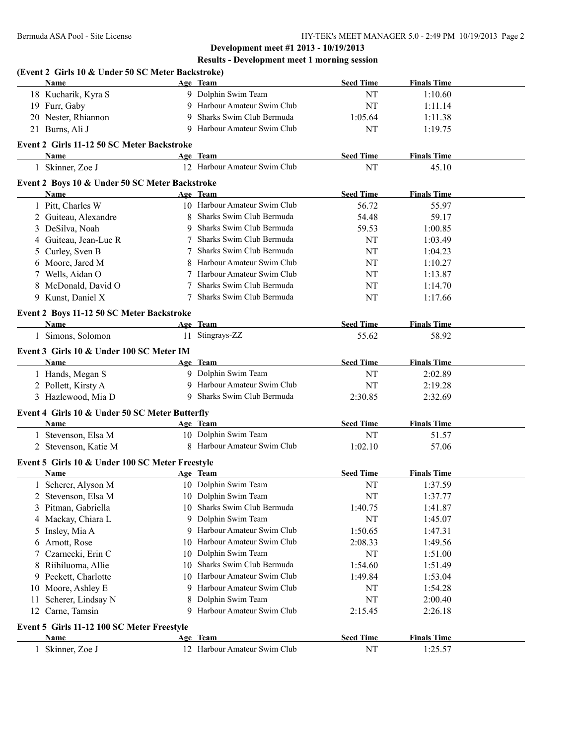## Development meet #1 2013 - 10/19/2013

### Results - Development meet 1 morning session

**(Event 2 Girls 10 & Under 50 SC Meter Backstroke)**

| | Name | Age | Team | Seed Time | Finals Time |
|---|---|---|---|---|---|
| 18 | Kucharik, Kyra S | 9 | Dolphin Swim Team | NT | 1:10.60 |
| 19 | Furr, Gaby | 9 | Harbour Amateur Swim Club | NT | 1:11.14 |
| 20 | Nester, Rhiannon | 9 | Sharks Swim Club Bermuda | 1:05.64 | 1:11.38 |
| 21 | Burns, Ali J | 9 | Harbour Amateur Swim Club | NT | 1:19.75 |

**Event 2 Girls 11-12 50 SC Meter Backstroke**

| | Name | Age | Team | Seed Time | Finals Time |
|---|---|---|---|---|---|
| 1 | Skinner, Zoe J | 12 | Harbour Amateur Swim Club | NT | 45.10 |

**Event 2 Boys 10 & Under 50 SC Meter Backstroke**

| | Name | Age | Team | Seed Time | Finals Time |
|---|---|---|---|---|---|
| 1 | Pitt, Charles W | 10 | Harbour Amateur Swim Club | 56.72 | 55.97 |
| 2 | Guiteau, Alexandre | 8 | Sharks Swim Club Bermuda | 54.48 | 59.17 |
| 3 | DeSilva, Noah | 9 | Sharks Swim Club Bermuda | 59.53 | 1:00.85 |
| 4 | Guiteau, Jean-Luc R | 7 | Sharks Swim Club Bermuda | NT | 1:03.49 |
| 5 | Curley, Sven B | 7 | Sharks Swim Club Bermuda | NT | 1:04.23 |
| 6 | Moore, Jared M | 8 | Harbour Amateur Swim Club | NT | 1:10.27 |
| 7 | Wells, Aidan O | 7 | Harbour Amateur Swim Club | NT | 1:13.87 |
| 8 | McDonald, David O | 7 | Sharks Swim Club Bermuda | NT | 1:14.70 |
| 9 | Kunst, Daniel X | 7 | Sharks Swim Club Bermuda | NT | 1:17.66 |

**Event 2 Boys 11-12 50 SC Meter Backstroke**

| | Name | Age | Team | Seed Time | Finals Time |
|---|---|---|---|---|---|
| 1 | Simons, Solomon | 11 | Stingrays-ZZ | 55.62 | 58.92 |

**Event 3 Girls 10 & Under 100 SC Meter IM**

| | Name | Age | Team | Seed Time | Finals Time |
|---|---|---|---|---|---|
| 1 | Hands, Megan S | 9 | Dolphin Swim Team | NT | 2:02.89 |
| 2 | Pollett, Kirsty A | 9 | Harbour Amateur Swim Club | NT | 2:19.28 |
| 3 | Hazlewood, Mia D | 9 | Sharks Swim Club Bermuda | 2:30.85 | 2:32.69 |

**Event 4 Girls 10 & Under 50 SC Meter Butterfly**

| | Name | Age | Team | Seed Time | Finals Time |
|---|---|---|---|---|---|
| 1 | Stevenson, Elsa M | 10 | Dolphin Swim Team | NT | 51.57 |
| 2 | Stevenson, Katie M | 8 | Harbour Amateur Swim Club | 1:02.10 | 57.06 |

**Event 5 Girls 10 & Under 100 SC Meter Freestyle**

| | Name | Age | Team | Seed Time | Finals Time |
|---|---|---|---|---|---|
| 1 | Scherer, Alyson M | 10 | Dolphin Swim Team | NT | 1:37.59 |
| 2 | Stevenson, Elsa M | 10 | Dolphin Swim Team | NT | 1:37.77 |
| 3 | Pitman, Gabriella | 10 | Sharks Swim Club Bermuda | 1:40.75 | 1:41.87 |
| 4 | Mackay, Chiara L | 9 | Dolphin Swim Team | NT | 1:45.07 |
| 5 | Insley, Mia A | 9 | Harbour Amateur Swim Club | 1:50.65 | 1:47.31 |
| 6 | Arnott, Rose | 10 | Harbour Amateur Swim Club | 2:08.33 | 1:49.56 |
| 7 | Czarnecki, Erin C | 10 | Dolphin Swim Team | NT | 1:51.00 |
| 8 | Riihiluoma, Allie | 10 | Sharks Swim Club Bermuda | 1:54.60 | 1:51.49 |
| 9 | Peckett, Charlotte | 10 | Harbour Amateur Swim Club | 1:49.84 | 1:53.04 |
| 10 | Moore, Ashley E | 9 | Harbour Amateur Swim Club | NT | 1:54.28 |
| 11 | Scherer, Lindsay N | 8 | Dolphin Swim Team | NT | 2:00.40 |
| 12 | Carne, Tamsin | 9 | Harbour Amateur Swim Club | 2:15.45 | 2:26.18 |

**Event 5 Girls 11-12 100 SC Meter Freestyle**

| | Name | Age | Team | Seed Time | Finals Time |
|---|---|---|---|---|---|
| 1 | Skinner, Zoe J | 12 | Harbour Amateur Swim Club | NT | 1:25.57 |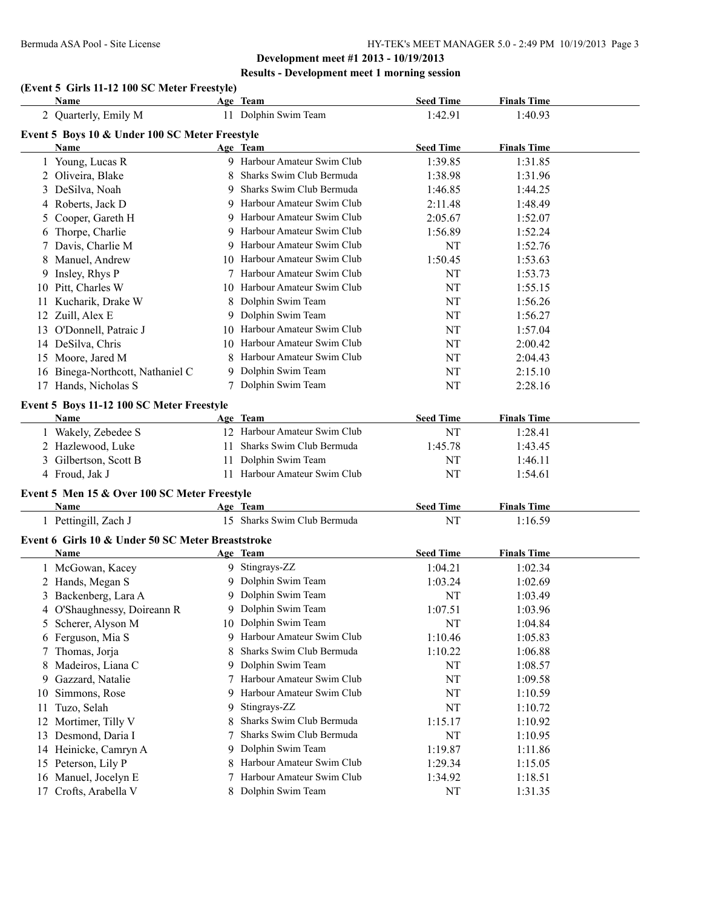**Development meet #1 2013 - 10/19/2013**

**Results - Development meet 1 morning session**

### (Event 5 Girls 11-12 100 SC Meter Freestyle)

| | Name | Age | Team | Seed Time | Finals Time |
|---|---|---|---|---|---|
| 2 | Quarterly, Emily M | 11 | Dolphin Swim Team | 1:42.91 | 1:40.93 |

### Event 5 Boys 10 & Under 100 SC Meter Freestyle

| | Name | Age | Team | Seed Time | Finals Time |
|---|---|---|---|---|---|
| 1 | Young, Lucas R | 9 | Harbour Amateur Swim Club | 1:39.85 | 1:31.85 |
| 2 | Oliveira, Blake | 8 | Sharks Swim Club Bermuda | 1:38.98 | 1:31.96 |
| 3 | DeSilva, Noah | 9 | Sharks Swim Club Bermuda | 1:46.85 | 1:44.25 |
| 4 | Roberts, Jack D | 9 | Harbour Amateur Swim Club | 2:11.48 | 1:48.49 |
| 5 | Cooper, Gareth H | 9 | Harbour Amateur Swim Club | 2:05.67 | 1:52.07 |
| 6 | Thorpe, Charlie | 9 | Harbour Amateur Swim Club | 1:56.89 | 1:52.24 |
| 7 | Davis, Charlie M | 9 | Harbour Amateur Swim Club | NT | 1:52.76 |
| 8 | Manuel, Andrew | 10 | Harbour Amateur Swim Club | 1:50.45 | 1:53.63 |
| 9 | Insley, Rhys P | 7 | Harbour Amateur Swim Club | NT | 1:53.73 |
| 10 | Pitt, Charles W | 10 | Harbour Amateur Swim Club | NT | 1:55.15 |
| 11 | Kucharik, Drake W | 8 | Dolphin Swim Team | NT | 1:56.26 |
| 12 | Zuill, Alex E | 9 | Dolphin Swim Team | NT | 1:56.27 |
| 13 | O'Donnell, Patraic J | 10 | Harbour Amateur Swim Club | NT | 1:57.04 |
| 14 | DeSilva, Chris | 10 | Harbour Amateur Swim Club | NT | 2:00.42 |
| 15 | Moore, Jared M | 8 | Harbour Amateur Swim Club | NT | 2:04.43 |
| 16 | Binega-Northcott, Nathaniel C | 9 | Dolphin Swim Team | NT | 2:15.10 |
| 17 | Hands, Nicholas S | 7 | Dolphin Swim Team | NT | 2:28.16 |

### Event 5 Boys 11-12 100 SC Meter Freestyle

| | Name | Age | Team | Seed Time | Finals Time |
|---|---|---|---|---|---|
| 1 | Wakely, Zebedee S | 12 | Harbour Amateur Swim Club | NT | 1:28.41 |
| 2 | Hazlewood, Luke | 11 | Sharks Swim Club Bermuda | 1:45.78 | 1:43.45 |
| 3 | Gilbertson, Scott B | 11 | Dolphin Swim Team | NT | 1:46.11 |
| 4 | Froud, Jak J | 11 | Harbour Amateur Swim Club | NT | 1:54.61 |

### Event 5 Men 15 & Over 100 SC Meter Freestyle

| | Name | Age | Team | Seed Time | Finals Time |
|---|---|---|---|---|---|
| 1 | Pettingill, Zach J | 15 | Sharks Swim Club Bermuda | NT | 1:16.59 |

### Event 6 Girls 10 & Under 50 SC Meter Breaststroke

| | Name | Age | Team | Seed Time | Finals Time |
|---|---|---|---|---|---|
| 1 | McGowan, Kacey | 9 | Stingrays-ZZ | 1:04.21 | 1:02.34 |
| 2 | Hands, Megan S | 9 | Dolphin Swim Team | 1:03.24 | 1:02.69 |
| 3 | Backenberg, Lara A | 9 | Dolphin Swim Team | NT | 1:03.49 |
| 4 | O'Shaughnessy, Doireann R | 9 | Dolphin Swim Team | 1:07.51 | 1:03.96 |
| 5 | Scherer, Alyson M | 10 | Dolphin Swim Team | NT | 1:04.84 |
| 6 | Ferguson, Mia S | 9 | Harbour Amateur Swim Club | 1:10.46 | 1:05.83 |
| 7 | Thomas, Jorja | 8 | Sharks Swim Club Bermuda | 1:10.22 | 1:06.88 |
| 8 | Madeiros, Liana C | 9 | Dolphin Swim Team | NT | 1:08.57 |
| 9 | Gazzard, Natalie | 7 | Harbour Amateur Swim Club | NT | 1:09.58 |
| 10 | Simmons, Rose | 9 | Harbour Amateur Swim Club | NT | 1:10.59 |
| 11 | Tuzo, Selah | 9 | Stingrays-ZZ | NT | 1:10.72 |
| 12 | Mortimer, Tilly V | 8 | Sharks Swim Club Bermuda | 1:15.17 | 1:10.92 |
| 13 | Desmond, Daria I | 7 | Sharks Swim Club Bermuda | NT | 1:10.95 |
| 14 | Heinicke, Camryn A | 9 | Dolphin Swim Team | 1:19.87 | 1:11.86 |
| 15 | Peterson, Lily P | 8 | Harbour Amateur Swim Club | 1:29.34 | 1:15.05 |
| 16 | Manuel, Jocelyn E | 7 | Harbour Amateur Swim Club | 1:34.92 | 1:18.51 |
| 17 | Crofts, Arabella V | 8 | Dolphin Swim Team | NT | 1:31.35 |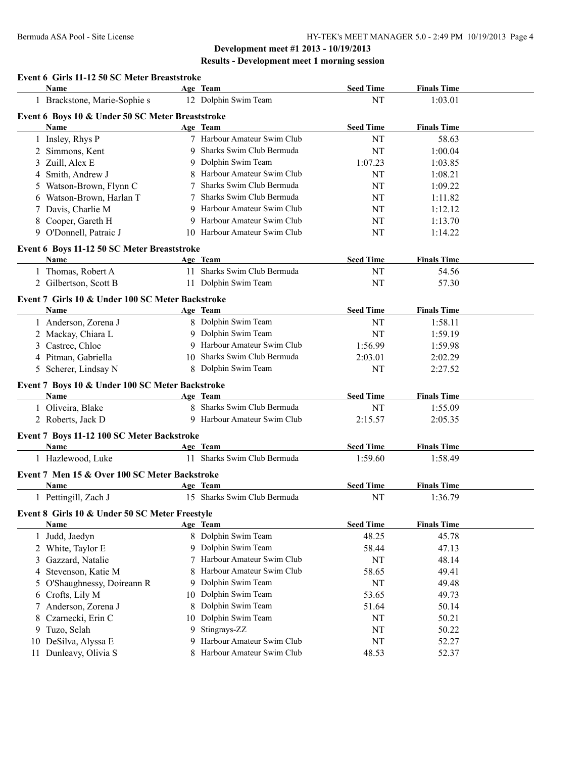**Development meet #1 2013 - 10/19/2013**

**Results - Development meet 1 morning session**

### Event 6 Girls 11-12 50 SC Meter Breaststroke

| | Name | Age | Team | Seed Time | Finals Time |
|---|---|---|---|---|---|
| 1 | Brackstone, Marie-Sophie s | 12 | Dolphin Swim Team | NT | 1:03.01 |

### Event 6 Boys 10 & Under 50 SC Meter Breaststroke

| | Name | Age | Team | Seed Time | Finals Time |
|---|---|---|---|---|---|
| 1 | Insley, Rhys P | 7 | Harbour Amateur Swim Club | NT | 58.63 |
| 2 | Simmons, Kent | 9 | Sharks Swim Club Bermuda | NT | 1:00.04 |
| 3 | Zuill, Alex E | 9 | Dolphin Swim Team | 1:07.23 | 1:03.85 |
| 4 | Smith, Andrew J | 8 | Harbour Amateur Swim Club | NT | 1:08.21 |
| 5 | Watson-Brown, Flynn C | 7 | Sharks Swim Club Bermuda | NT | 1:09.22 |
| 6 | Watson-Brown, Harlan T | 7 | Sharks Swim Club Bermuda | NT | 1:11.82 |
| 7 | Davis, Charlie M | 9 | Harbour Amateur Swim Club | NT | 1:12.12 |
| 8 | Cooper, Gareth H | 9 | Harbour Amateur Swim Club | NT | 1:13.70 |
| 9 | O'Donnell, Patraic J | 10 | Harbour Amateur Swim Club | NT | 1:14.22 |

### Event 6 Boys 11-12 50 SC Meter Breaststroke

| | Name | Age | Team | Seed Time | Finals Time |
|---|---|---|---|---|---|
| 1 | Thomas, Robert A | 11 | Sharks Swim Club Bermuda | NT | 54.56 |
| 2 | Gilbertson, Scott B | 11 | Dolphin Swim Team | NT | 57.30 |

### Event 7 Girls 10 & Under 100 SC Meter Backstroke

| | Name | Age | Team | Seed Time | Finals Time |
|---|---|---|---|---|---|
| 1 | Anderson, Zorena J | 8 | Dolphin Swim Team | NT | 1:58.11 |
| 2 | Mackay, Chiara L | 9 | Dolphin Swim Team | NT | 1:59.19 |
| 3 | Castree, Chloe | 9 | Harbour Amateur Swim Club | 1:56.99 | 1:59.98 |
| 4 | Pitman, Gabriella | 10 | Sharks Swim Club Bermuda | 2:03.01 | 2:02.29 |
| 5 | Scherer, Lindsay N | 8 | Dolphin Swim Team | NT | 2:27.52 |

### Event 7 Boys 10 & Under 100 SC Meter Backstroke

| | Name | Age | Team | Seed Time | Finals Time |
|---|---|---|---|---|---|
| 1 | Oliveira, Blake | 8 | Sharks Swim Club Bermuda | NT | 1:55.09 |
| 2 | Roberts, Jack D | 9 | Harbour Amateur Swim Club | 2:15.57 | 2:05.35 |

### Event 7 Boys 11-12 100 SC Meter Backstroke

| | Name | Age | Team | Seed Time | Finals Time |
|---|---|---|---|---|---|
| 1 | Hazlewood, Luke | 11 | Sharks Swim Club Bermuda | 1:59.60 | 1:58.49 |

### Event 7 Men 15 & Over 100 SC Meter Backstroke

| | Name | Age | Team | Seed Time | Finals Time |
|---|---|---|---|---|---|
| 1 | Pettingill, Zach J | 15 | Sharks Swim Club Bermuda | NT | 1:36.79 |

### Event 8 Girls 10 & Under 50 SC Meter Freestyle

| | Name | Age | Team | Seed Time | Finals Time |
|---|---|---|---|---|---|
| 1 | Judd, Jaedyn | 8 | Dolphin Swim Team | 48.25 | 45.78 |
| 2 | White, Taylor E | 9 | Dolphin Swim Team | 58.44 | 47.13 |
| 3 | Gazzard, Natalie | 7 | Harbour Amateur Swim Club | NT | 48.14 |
| 4 | Stevenson, Katie M | 8 | Harbour Amateur Swim Club | 58.65 | 49.41 |
| 5 | O'Shaughnessy, Doireann R | 9 | Dolphin Swim Team | NT | 49.48 |
| 6 | Crofts, Lily M | 10 | Dolphin Swim Team | 53.65 | 49.73 |
| 7 | Anderson, Zorena J | 8 | Dolphin Swim Team | 51.64 | 50.14 |
| 8 | Czarnecki, Erin C | 10 | Dolphin Swim Team | NT | 50.21 |
| 9 | Tuzo, Selah | 9 | Stingrays-ZZ | NT | 50.22 |
| 10 | DeSilva, Alyssa E | 9 | Harbour Amateur Swim Club | NT | 52.27 |
| 11 | Dunleavy, Olivia S | 8 | Harbour Amateur Swim Club | 48.53 | 52.37 |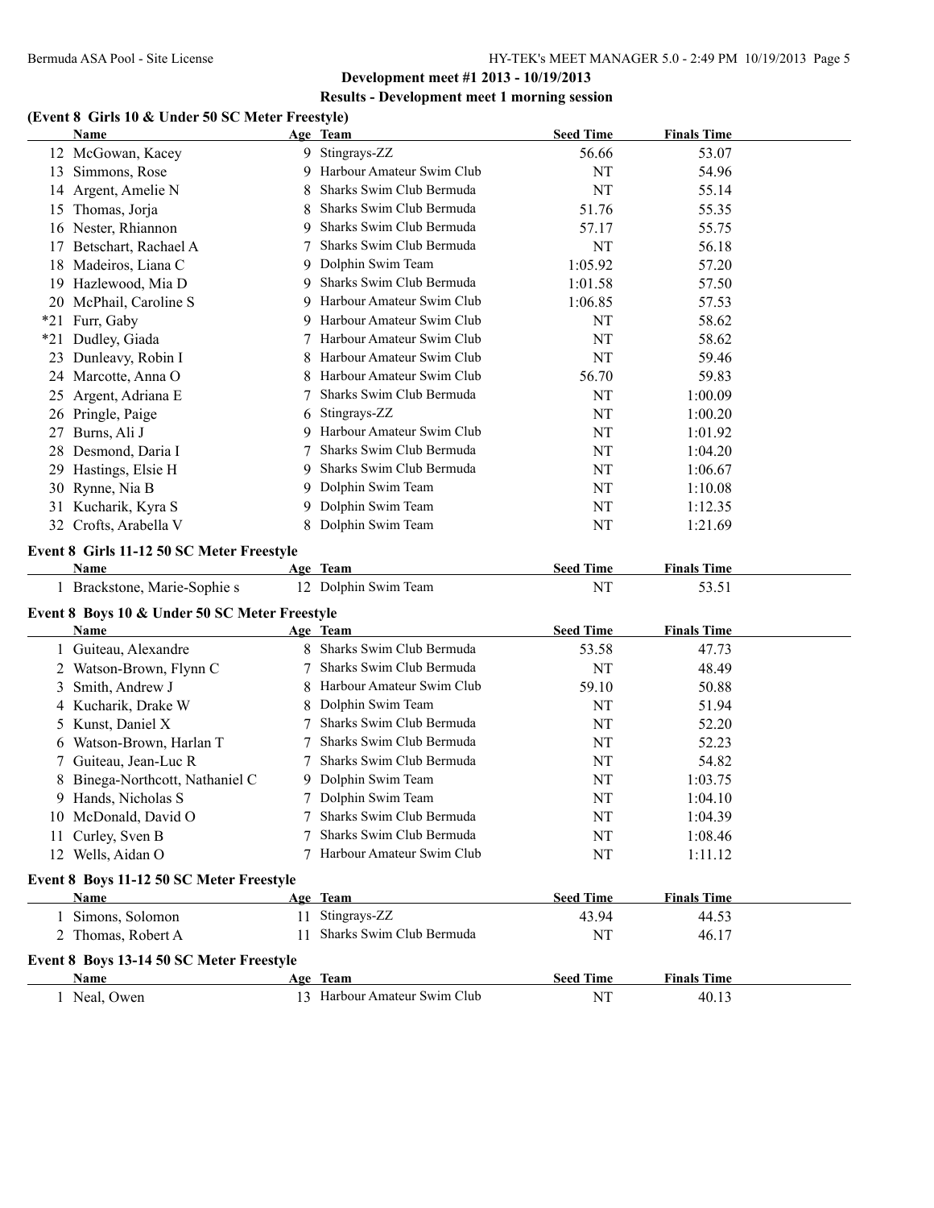**Development meet #1 2013 - 10/19/2013**

**Results - Development meet 1 morning session**

### (Event 8 Girls 10 & Under 50 SC Meter Freestyle)

| | Name | Age | Team | Seed Time | Finals Time |
|---|---|---|---|---|---|
| 12 | McGowan, Kacey | 9 | Stingrays-ZZ | 56.66 | 53.07 |
| 13 | Simmons, Rose | 9 | Harbour Amateur Swim Club | NT | 54.96 |
| 14 | Argent, Amelie N | 8 | Sharks Swim Club Bermuda | NT | 55.14 |
| 15 | Thomas, Jorja | 8 | Sharks Swim Club Bermuda | 51.76 | 55.35 |
| 16 | Nester, Rhiannon | 9 | Sharks Swim Club Bermuda | 57.17 | 55.75 |
| 17 | Betschart, Rachael A | 7 | Sharks Swim Club Bermuda | NT | 56.18 |
| 18 | Madeiros, Liana C | 9 | Dolphin Swim Team | 1:05.92 | 57.20 |
| 19 | Hazlewood, Mia D | 9 | Sharks Swim Club Bermuda | 1:01.58 | 57.50 |
| 20 | McPhail, Caroline S | 9 | Harbour Amateur Swim Club | 1:06.85 | 57.53 |
| *21 | Furr, Gaby | 9 | Harbour Amateur Swim Club | NT | 58.62 |
| *21 | Dudley, Giada | 7 | Harbour Amateur Swim Club | NT | 58.62 |
| 23 | Dunleavy, Robin I | 8 | Harbour Amateur Swim Club | NT | 59.46 |
| 24 | Marcotte, Anna O | 8 | Harbour Amateur Swim Club | 56.70 | 59.83 |
| 25 | Argent, Adriana E | 7 | Sharks Swim Club Bermuda | NT | 1:00.09 |
| 26 | Pringle, Paige | 6 | Stingrays-ZZ | NT | 1:00.20 |
| 27 | Burns, Ali J | 9 | Harbour Amateur Swim Club | NT | 1:01.92 |
| 28 | Desmond, Daria I | 7 | Sharks Swim Club Bermuda | NT | 1:04.20 |
| 29 | Hastings, Elsie H | 9 | Sharks Swim Club Bermuda | NT | 1:06.67 |
| 30 | Rynne, Nia B | 9 | Dolphin Swim Team | NT | 1:10.08 |
| 31 | Kucharik, Kyra S | 9 | Dolphin Swim Team | NT | 1:12.35 |
| 32 | Crofts, Arabella V | 8 | Dolphin Swim Team | NT | 1:21.69 |

### Event 8 Girls 11-12 50 SC Meter Freestyle

| | Name | Age | Team | Seed Time | Finals Time |
|---|---|---|---|---|---|
| 1 | Brackstone, Marie-Sophie s | 12 | Dolphin Swim Team | NT | 53.51 |

### Event 8 Boys 10 & Under 50 SC Meter Freestyle

| | Name | Age | Team | Seed Time | Finals Time |
|---|---|---|---|---|---|
| 1 | Guiteau, Alexandre | 8 | Sharks Swim Club Bermuda | 53.58 | 47.73 |
| 2 | Watson-Brown, Flynn C | 7 | Sharks Swim Club Bermuda | NT | 48.49 |
| 3 | Smith, Andrew J | 8 | Harbour Amateur Swim Club | 59.10 | 50.88 |
| 4 | Kucharik, Drake W | 8 | Dolphin Swim Team | NT | 51.94 |
| 5 | Kunst, Daniel X | 7 | Sharks Swim Club Bermuda | NT | 52.20 |
| 6 | Watson-Brown, Harlan T | 7 | Sharks Swim Club Bermuda | NT | 52.23 |
| 7 | Guiteau, Jean-Luc R | 7 | Sharks Swim Club Bermuda | NT | 54.82 |
| 8 | Binega-Northcott, Nathaniel C | 9 | Dolphin Swim Team | NT | 1:03.75 |
| 9 | Hands, Nicholas S | 7 | Dolphin Swim Team | NT | 1:04.10 |
| 10 | McDonald, David O | 7 | Sharks Swim Club Bermuda | NT | 1:04.39 |
| 11 | Curley, Sven B | 7 | Sharks Swim Club Bermuda | NT | 1:08.46 |
| 12 | Wells, Aidan O | 7 | Harbour Amateur Swim Club | NT | 1:11.12 |

### Event 8 Boys 11-12 50 SC Meter Freestyle

| | Name | Age | Team | Seed Time | Finals Time |
|---|---|---|---|---|---|
| 1 | Simons, Solomon | 11 | Stingrays-ZZ | 43.94 | 44.53 |
| 2 | Thomas, Robert A | 11 | Sharks Swim Club Bermuda | NT | 46.17 |

### Event 8 Boys 13-14 50 SC Meter Freestyle

| | Name | Age | Team | Seed Time | Finals Time |
|---|---|---|---|---|---|
| 1 | Neal, Owen | 13 | Harbour Amateur Swim Club | NT | 40.13 |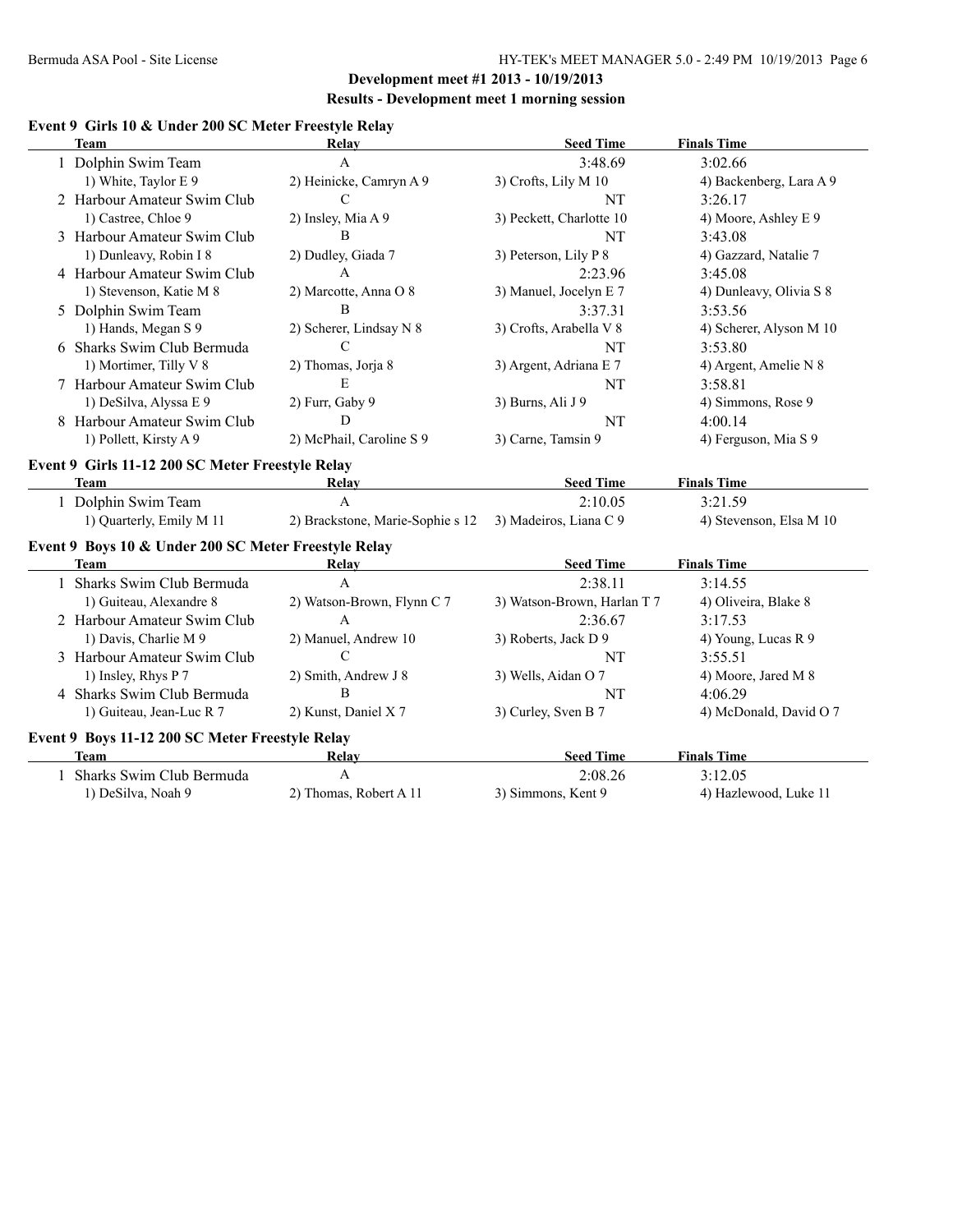**Development meet #1 2013 - 10/19/2013**

**Results - Development meet 1 morning session**

### Event 9 Girls 10 & Under 200 SC Meter Freestyle Relay

| Team | Relay | Seed Time | Finals Time |
|---|---|---|---|
| 1 Dolphin Swim Team | A | 3:48.69 | 3:02.66 |
| 1) White, Taylor E 9 | 2) Heinicke, Camryn A 9 | 3) Crofts, Lily M 10 | 4) Backenberg, Lara A 9 |
| 2 Harbour Amateur Swim Club | C | NT | 3:26.17 |
| 1) Castree, Chloe 9 | 2) Insley, Mia A 9 | 3) Peckett, Charlotte 10 | 4) Moore, Ashley E 9 |
| 3 Harbour Amateur Swim Club | B | NT | 3:43.08 |
| 1) Dunleavy, Robin I 8 | 2) Dudley, Giada 7 | 3) Peterson, Lily P 8 | 4) Gazzard, Natalie 7 |
| 4 Harbour Amateur Swim Club | A | 2:23.96 | 3:45.08 |
| 1) Stevenson, Katie M 8 | 2) Marcotte, Anna O 8 | 3) Manuel, Jocelyn E 7 | 4) Dunleavy, Olivia S 8 |
| 5 Dolphin Swim Team | B | 3:37.31 | 3:53.56 |
| 1) Hands, Megan S 9 | 2) Scherer, Lindsay N 8 | 3) Crofts, Arabella V 8 | 4) Scherer, Alyson M 10 |
| 6 Sharks Swim Club Bermuda | C | NT | 3:53.80 |
| 1) Mortimer, Tilly V 8 | 2) Thomas, Jorja 8 | 3) Argent, Adriana E 7 | 4) Argent, Amelie N 8 |
| 7 Harbour Amateur Swim Club | E | NT | 3:58.81 |
| 1) DeSilva, Alyssa E 9 | 2) Furr, Gaby 9 | 3) Burns, Ali J 9 | 4) Simmons, Rose 9 |
| 8 Harbour Amateur Swim Club | D | NT | 4:00.14 |
| 1) Pollett, Kirsty A 9 | 2) McPhail, Caroline S 9 | 3) Carne, Tamsin 9 | 4) Ferguson, Mia S 9 |

### Event 9 Girls 11-12 200 SC Meter Freestyle Relay

| Team | Relay | Seed Time | Finals Time |
|---|---|---|---|
| 1 Dolphin Swim Team | A | 2:10.05 | 3:21.59 |
| 1) Quarterly, Emily M 11 | 2) Brackstone, Marie-Sophie s 12 | 3) Madeiros, Liana C 9 | 4) Stevenson, Elsa M 10 |

### Event 9 Boys 10 & Under 200 SC Meter Freestyle Relay

| Team | Relay | Seed Time | Finals Time |
|---|---|---|---|
| 1 Sharks Swim Club Bermuda | A | 2:38.11 | 3:14.55 |
| 1) Guiteau, Alexandre 8 | 2) Watson-Brown, Flynn C 7 | 3) Watson-Brown, Harlan T 7 | 4) Oliveira, Blake 8 |
| 2 Harbour Amateur Swim Club | A | 2:36.67 | 3:17.53 |
| 1) Davis, Charlie M 9 | 2) Manuel, Andrew 10 | 3) Roberts, Jack D 9 | 4) Young, Lucas R 9 |
| 3 Harbour Amateur Swim Club | C | NT | 3:55.51 |
| 1) Insley, Rhys P 7 | 2) Smith, Andrew J 8 | 3) Wells, Aidan O 7 | 4) Moore, Jared M 8 |
| 4 Sharks Swim Club Bermuda | B | NT | 4:06.29 |
| 1) Guiteau, Jean-Luc R 7 | 2) Kunst, Daniel X 7 | 3) Curley, Sven B 7 | 4) McDonald, David O 7 |

### Event 9 Boys 11-12 200 SC Meter Freestyle Relay

| Team | Relay | Seed Time | Finals Time |
|---|---|---|---|
| 1 Sharks Swim Club Bermuda | A | 2:08.26 | 3:12.05 |
| 1) DeSilva, Noah 9 | 2) Thomas, Robert A 11 | 3) Simmons, Kent 9 | 4) Hazlewood, Luke 11 |